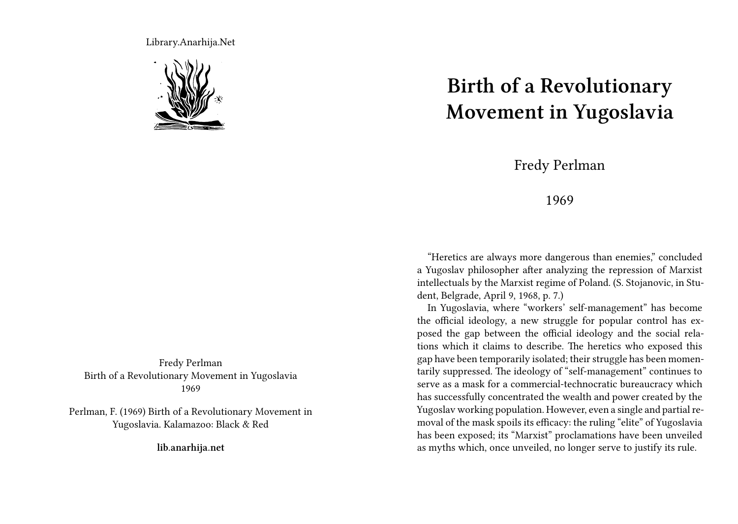Library.Anarhija.Net

Fredy Perlman
Birth of a Revolutionary Movement in Yugoslavia
1969

Perlman, F. (1969) Birth of a Revolutionary Movement in Yugoslavia. Kalamazoo: Black & Red

**lib.anarhija.net**

# Birth of a Revolutionary Movement in Yugoslavia

Fredy Perlman

1969

"Heretics are always more dangerous than enemies," concluded a Yugoslav philosopher after analyzing the repression of Marxist intellectuals by the Marxist regime of Poland. (S. Stojanovic, in Student, Belgrade, April 9, 1968, p. 7.)

In Yugoslavia, where "workers' self-management" has become the official ideology, a new struggle for popular control has exposed the gap between the official ideology and the social relations which it claims to describe. The heretics who exposed this gap have been temporarily isolated; their struggle has been momentarily suppressed. The ideology of "self-management" continues to serve as a mask for a commercial-technocratic bureaucracy which has successfully concentrated the wealth and power created by the Yugoslav working population. However, even a single and partial removal of the mask spoils its efficacy: the ruling "elite" of Yugoslavia has been exposed; its "Marxist" proclamations have been unveiled as myths which, once unveiled, no longer serve to justify its rule.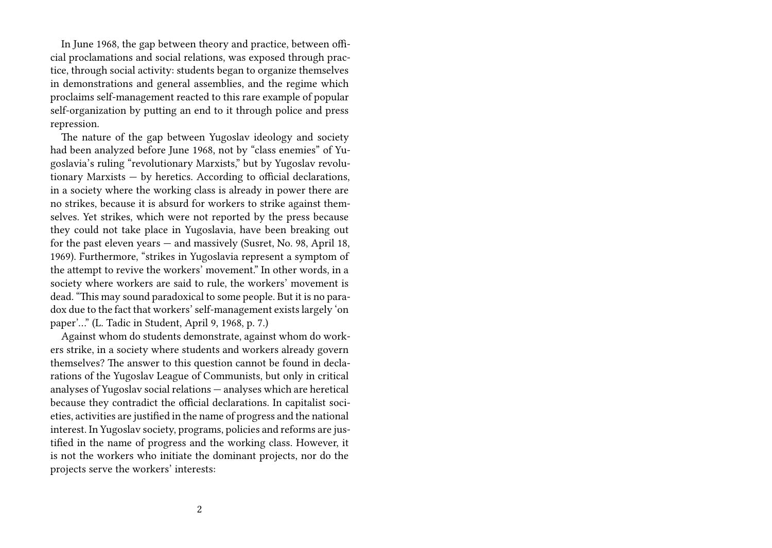In June 1968, the gap between theory and practice, between official proclamations and social relations, was exposed through practice, through social activity: students began to organize themselves in demonstrations and general assemblies, and the regime which proclaims self-management reacted to this rare example of popular self-organization by putting an end to it through police and press repression.

The nature of the gap between Yugoslav ideology and society had been analyzed before June 1968, not by "class enemies" of Yugoslavia's ruling "revolutionary Marxists," but by Yugoslav revolutionary Marxists — by heretics. According to official declarations, in a society where the working class is already in power there are no strikes, because it is absurd for workers to strike against themselves. Yet strikes, which were not reported by the press because they could not take place in Yugoslavia, have been breaking out for the past eleven years — and massively (Susret, No. 98, April 18, 1969). Furthermore, "strikes in Yugoslavia represent a symptom of the attempt to revive the workers' movement." In other words, in a society where workers are said to rule, the workers' movement is dead. "This may sound paradoxical to some people. But it is no paradox due to the fact that workers' self-management exists largely 'on paper'…" (L. Tadic in Student, April 9, 1968, p. 7.)

Against whom do students demonstrate, against whom do workers strike, in a society where students and workers already govern themselves? The answer to this question cannot be found in declarations of the Yugoslav League of Communists, but only in critical analyses of Yugoslav social relations — analyses which are heretical because they contradict the official declarations. In capitalist societies, activities are justified in the name of progress and the national interest. In Yugoslav society, programs, policies and reforms are justified in the name of progress and the working class. However, it is not the workers who initiate the dominant projects, nor do the projects serve the workers' interests: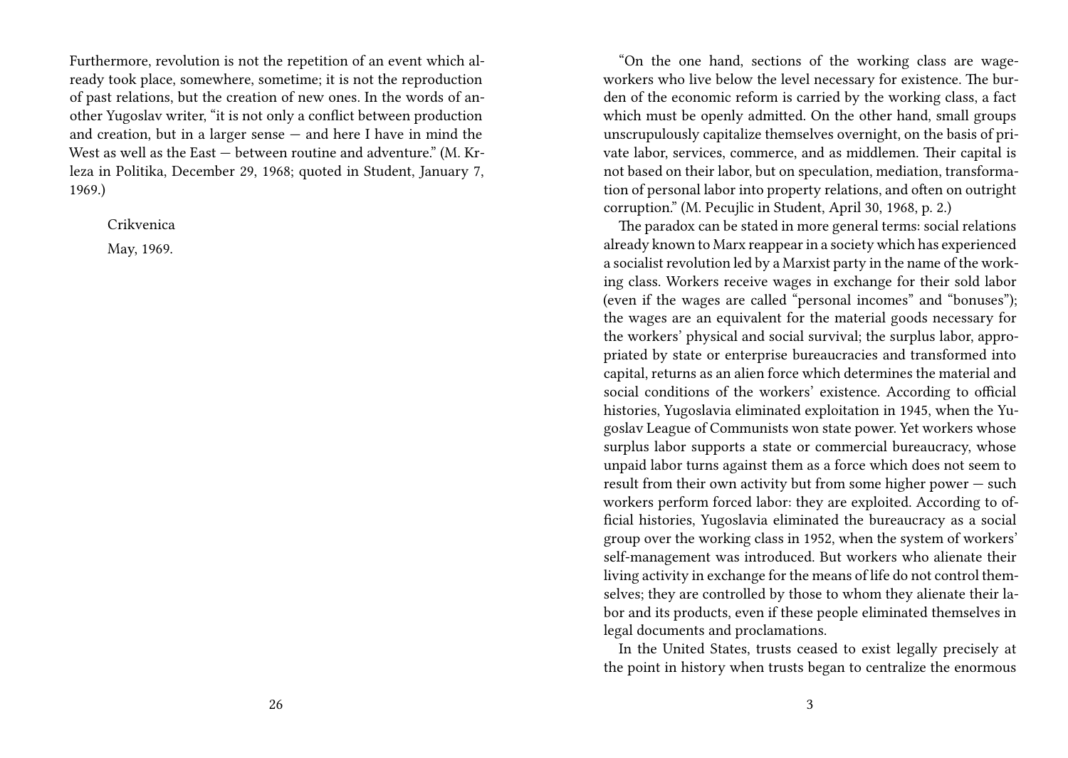Furthermore, revolution is not the repetition of an event which already took place, somewhere, sometime; it is not the reproduction of past relations, but the creation of new ones. In the words of another Yugoslav writer, "it is not only a conflict between production and creation, but in a larger sense — and here I have in mind the West as well as the East — between routine and adventure." (M. Krleza in Politika, December 29, 1968; quoted in Student, January 7, 1969.)

Crikvenica

May, 1969.

"On the one hand, sections of the working class are wage-workers who live below the level necessary for existence. The burden of the economic reform is carried by the working class, a fact which must be openly admitted. On the other hand, small groups unscrupulously capitalize themselves overnight, on the basis of private labor, services, commerce, and as middlemen. Their capital is not based on their labor, but on speculation, mediation, transformation of personal labor into property relations, and often on outright corruption." (M. Pecujlic in Student, April 30, 1968, p. 2.)

The paradox can be stated in more general terms: social relations already known to Marx reappear in a society which has experienced a socialist revolution led by a Marxist party in the name of the working class. Workers receive wages in exchange for their sold labor (even if the wages are called "personal incomes" and "bonuses"); the wages are an equivalent for the material goods necessary for the workers' physical and social survival; the surplus labor, appropriated by state or enterprise bureaucracies and transformed into capital, returns as an alien force which determines the material and social conditions of the workers' existence. According to official histories, Yugoslavia eliminated exploitation in 1945, when the Yugoslav League of Communists won state power. Yet workers whose surplus labor supports a state or commercial bureaucracy, whose unpaid labor turns against them as a force which does not seem to result from their own activity but from some higher power — such workers perform forced labor: they are exploited. According to official histories, Yugoslavia eliminated the bureaucracy as a social group over the working class in 1952, when the system of workers' self-management was introduced. But workers who alienate their living activity in exchange for the means of life do not control themselves; they are controlled by those to whom they alienate their labor and its products, even if these people eliminated themselves in legal documents and proclamations.

In the United States, trusts ceased to exist legally precisely at the point in history when trusts began to centralize the enormous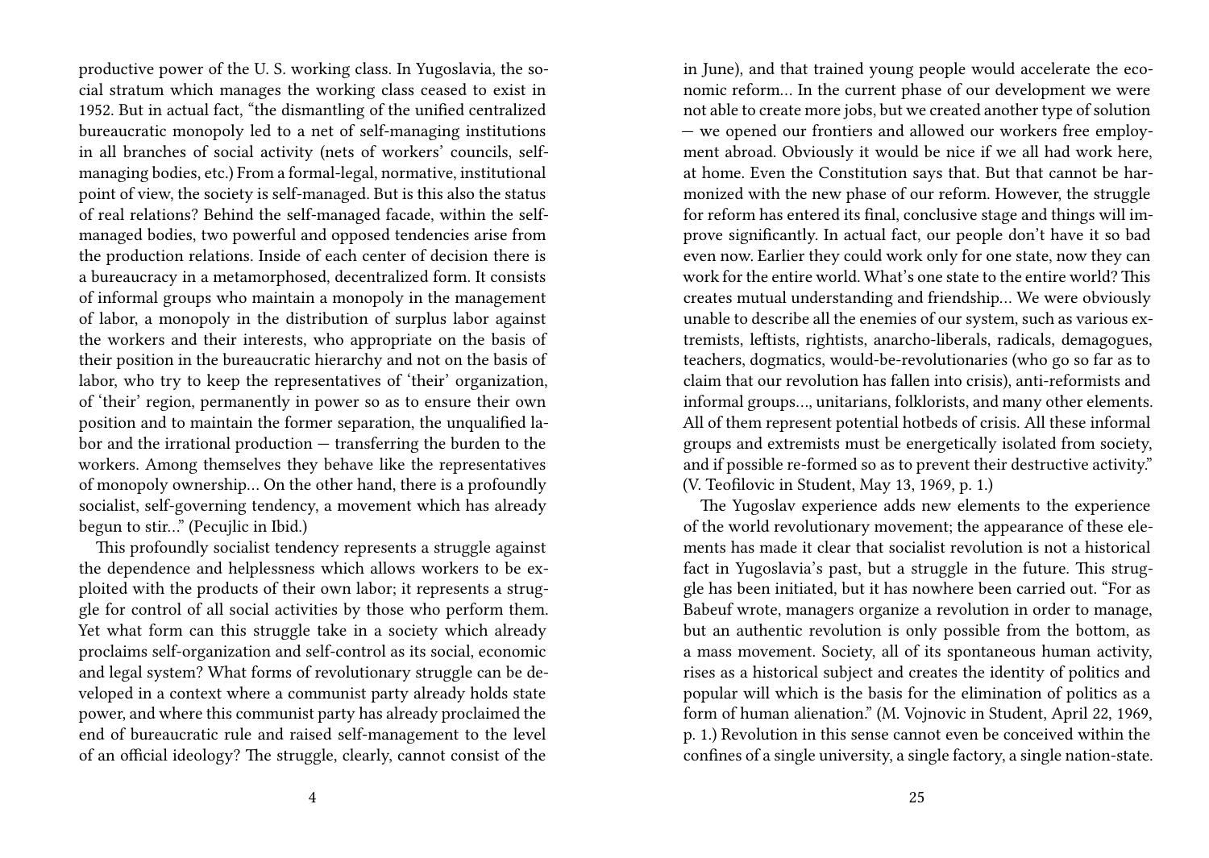productive power of the U. S. working class. In Yugoslavia, the social stratum which manages the working class ceased to exist in 1952. But in actual fact, "the dismantling of the unified centralized bureaucratic monopoly led to a net of self-managing institutions in all branches of social activity (nets of workers' councils, self-managing bodies, etc.) From a formal-legal, normative, institutional point of view, the society is self-managed. But is this also the status of real relations? Behind the self-managed facade, within the self-managed bodies, two powerful and opposed tendencies arise from the production relations. Inside of each center of decision there is a bureaucracy in a metamorphosed, decentralized form. It consists of informal groups who maintain a monopoly in the management of labor, a monopoly in the distribution of surplus labor against the workers and their interests, who appropriate on the basis of their position in the bureaucratic hierarchy and not on the basis of labor, who try to keep the representatives of 'their' organization, of 'their' region, permanently in power so as to ensure their own position and to maintain the former separation, the unqualified labor and the irrational production — transferring the burden to the workers. Among themselves they behave like the representatives of monopoly ownership… On the other hand, there is a profoundly socialist, self-governing tendency, a movement which has already begun to stir…" (Pecujlic in Ibid.)

This profoundly socialist tendency represents a struggle against the dependence and helplessness which allows workers to be exploited with the products of their own labor; it represents a struggle for control of all social activities by those who perform them. Yet what form can this struggle take in a society which already proclaims self-organization and self-control as its social, economic and legal system? What forms of revolutionary struggle can be developed in a context where a communist party already holds state power, and where this communist party has already proclaimed the end of bureaucratic rule and raised self-management to the level of an official ideology? The struggle, clearly, cannot consist of the

in June), and that trained young people would accelerate the economic reform… In the current phase of our development we were not able to create more jobs, but we created another type of solution — we opened our frontiers and allowed our workers free employment abroad. Obviously it would be nice if we all had work here, at home. Even the Constitution says that. But that cannot be harmonized with the new phase of our reform. However, the struggle for reform has entered its final, conclusive stage and things will improve significantly. In actual fact, our people don't have it so bad even now. Earlier they could work only for one state, now they can work for the entire world. What's one state to the entire world? This creates mutual understanding and friendship… We were obviously unable to describe all the enemies of our system, such as various extremists, leftists, rightists, anarcho-liberals, radicals, demagogues, teachers, dogmatics, would-be-revolutionaries (who go so far as to claim that our revolution has fallen into crisis), anti-reformists and informal groups…, unitarians, folklorists, and many other elements. All of them represent potential hotbeds of crisis. All these informal groups and extremists must be energetically isolated from society, and if possible re-formed so as to prevent their destructive activity." (V. Teofilovic in Student, May 13, 1969, p. 1.)

The Yugoslav experience adds new elements to the experience of the world revolutionary movement; the appearance of these elements has made it clear that socialist revolution is not a historical fact in Yugoslavia's past, but a struggle in the future. This struggle has been initiated, but it has nowhere been carried out. "For as Babeuf wrote, managers organize a revolution in order to manage, but an authentic revolution is only possible from the bottom, as a mass movement. Society, all of its spontaneous human activity, rises as a historical subject and creates the identity of politics and popular will which is the basis for the elimination of politics as a form of human alienation." (M. Vojnovic in Student, April 22, 1969, p. 1.) Revolution in this sense cannot even be conceived within the confines of a single university, a single factory, a single nation-state.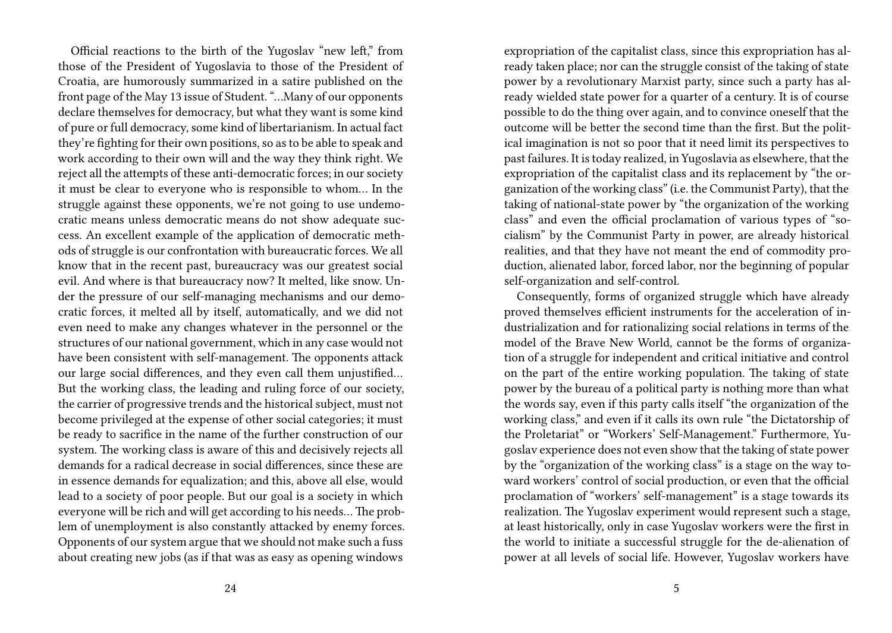Official reactions to the birth of the Yugoslav "new left," from those of the President of Yugoslavia to those of the President of Croatia, are humorously summarized in a satire published on the front page of the May 13 issue of Student. "…Many of our opponents declare themselves for democracy, but what they want is some kind of pure or full democracy, some kind of libertarianism. In actual fact they're fighting for their own positions, so as to be able to speak and work according to their own will and the way they think right. We reject all the attempts of these anti-democratic forces; in our society it must be clear to everyone who is responsible to whom… In the struggle against these opponents, we're not going to use undemocratic means unless democratic means do not show adequate success. An excellent example of the application of democratic methods of struggle is our confrontation with bureaucratic forces. We all know that in the recent past, bureaucracy was our greatest social evil. And where is that bureaucracy now? It melted, like snow. Under the pressure of our self-managing mechanisms and our democratic forces, it melted all by itself, automatically, and we did not even need to make any changes whatever in the personnel or the structures of our national government, which in any case would not have been consistent with self-management. The opponents attack our large social differences, and they even call them unjustified… But the working class, the leading and ruling force of our society, the carrier of progressive trends and the historical subject, must not become privileged at the expense of other social categories; it must be ready to sacrifice in the name of the further construction of our system. The working class is aware of this and decisively rejects all demands for a radical decrease in social differences, since these are in essence demands for equalization; and this, above all else, would lead to a society of poor people. But our goal is a society in which everyone will be rich and will get according to his needs… The problem of unemployment is also constantly attacked by enemy forces. Opponents of our system argue that we should not make such a fuss about creating new jobs (as if that was as easy as opening windows

expropriation of the capitalist class, since this expropriation has already taken place; nor can the struggle consist of the taking of state power by a revolutionary Marxist party, since such a party has already wielded state power for a quarter of a century. It is of course possible to do the thing over again, and to convince oneself that the outcome will be better the second time than the first. But the political imagination is not so poor that it need limit its perspectives to past failures. It is today realized, in Yugoslavia as elsewhere, that the expropriation of the capitalist class and its replacement by "the organization of the working class" (i.e. the Communist Party), that the taking of national-state power by "the organization of the working class" and even the official proclamation of various types of "socialism" by the Communist Party in power, are already historical realities, and that they have not meant the end of commodity production, alienated labor, forced labor, nor the beginning of popular self-organization and self-control.

Consequently, forms of organized struggle which have already proved themselves efficient instruments for the acceleration of industrialization and for rationalizing social relations in terms of the model of the Brave New World, cannot be the forms of organization of a struggle for independent and critical initiative and control on the part of the entire working population. The taking of state power by the bureau of a political party is nothing more than what the words say, even if this party calls itself "the organization of the working class," and even if it calls its own rule "the Dictatorship of the Proletariat" or "Workers' Self-Management." Furthermore, Yugoslav experience does not even show that the taking of state power by the "organization of the working class" is a stage on the way toward workers' control of social production, or even that the official proclamation of "workers' self-management" is a stage towards its realization. The Yugoslav experiment would represent such a stage, at least historically, only in case Yugoslav workers were the first in the world to initiate a successful struggle for the de-alienation of power at all levels of social life. However, Yugoslav workers have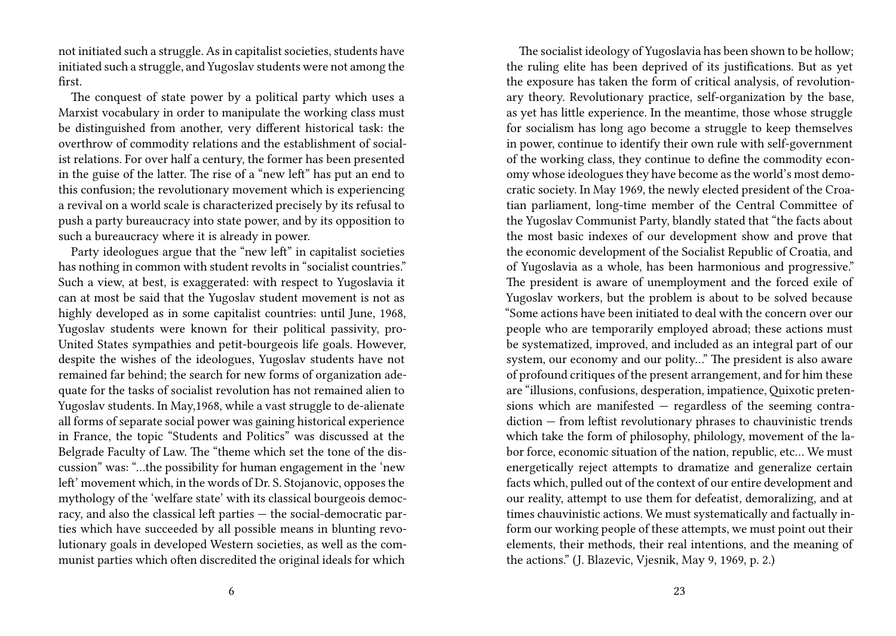not initiated such a struggle. As in capitalist societies, students have initiated such a struggle, and Yugoslav students were not among the first.

The conquest of state power by a political party which uses a Marxist vocabulary in order to manipulate the working class must be distinguished from another, very different historical task: the overthrow of commodity relations and the establishment of socialist relations. For over half a century, the former has been presented in the guise of the latter. The rise of a "new left" has put an end to this confusion; the revolutionary movement which is experiencing a revival on a world scale is characterized precisely by its refusal to push a party bureaucracy into state power, and by its opposition to such a bureaucracy where it is already in power.

Party ideologues argue that the "new left" in capitalist societies has nothing in common with student revolts in "socialist countries." Such a view, at best, is exaggerated: with respect to Yugoslavia it can at most be said that the Yugoslav student movement is not as highly developed as in some capitalist countries: until June, 1968, Yugoslav students were known for their political passivity, pro-United States sympathies and petit-bourgeois life goals. However, despite the wishes of the ideologues, Yugoslav students have not remained far behind; the search for new forms of organization adequate for the tasks of socialist revolution has not remained alien to Yugoslav students. In May,1968, while a vast struggle to de-alienate all forms of separate social power was gaining historical experience in France, the topic "Students and Politics" was discussed at the Belgrade Faculty of Law. The "theme which set the tone of the discussion" was: "…the possibility for human engagement in the 'new left' movement which, in the words of Dr. S. Stojanovic, opposes the mythology of the 'welfare state' with its classical bourgeois democracy, and also the classical left parties — the social-democratic parties which have succeeded by all possible means in blunting revolutionary goals in developed Western societies, as well as the communist parties which often discredited the original ideals for which

The socialist ideology of Yugoslavia has been shown to be hollow; the ruling elite has been deprived of its justifications. But as yet the exposure has taken the form of critical analysis, of revolutionary theory. Revolutionary practice, self-organization by the base, as yet has little experience. In the meantime, those whose struggle for socialism has long ago become a struggle to keep themselves in power, continue to identify their own rule with self-government of the working class, they continue to define the commodity economy whose ideologues they have become as the world's most democratic society. In May 1969, the newly elected president of the Croatian parliament, long-time member of the Central Committee of the Yugoslav Communist Party, blandly stated that "the facts about the most basic indexes of our development show and prove that the economic development of the Socialist Republic of Croatia, and of Yugoslavia as a whole, has been harmonious and progressive." The president is aware of unemployment and the forced exile of Yugoslav workers, but the problem is about to be solved because "Some actions have been initiated to deal with the concern over our people who are temporarily employed abroad; these actions must be systematized, improved, and included as an integral part of our system, our economy and our polity…" The president is also aware of profound critiques of the present arrangement, and for him these are "illusions, confusions, desperation, impatience, Quixotic pretensions which are manifested — regardless of the seeming contradiction — from leftist revolutionary phrases to chauvinistic trends which take the form of philosophy, philology, movement of the labor force, economic situation of the nation, republic, etc… We must energetically reject attempts to dramatize and generalize certain facts which, pulled out of the context of our entire development and our reality, attempt to use them for defeatist, demoralizing, and at times chauvinistic actions. We must systematically and factually inform our working people of these attempts, we must point out their elements, their methods, their real intentions, and the meaning of the actions." (J. Blazevic, Vjesnik, May 9, 1969, p. 2.)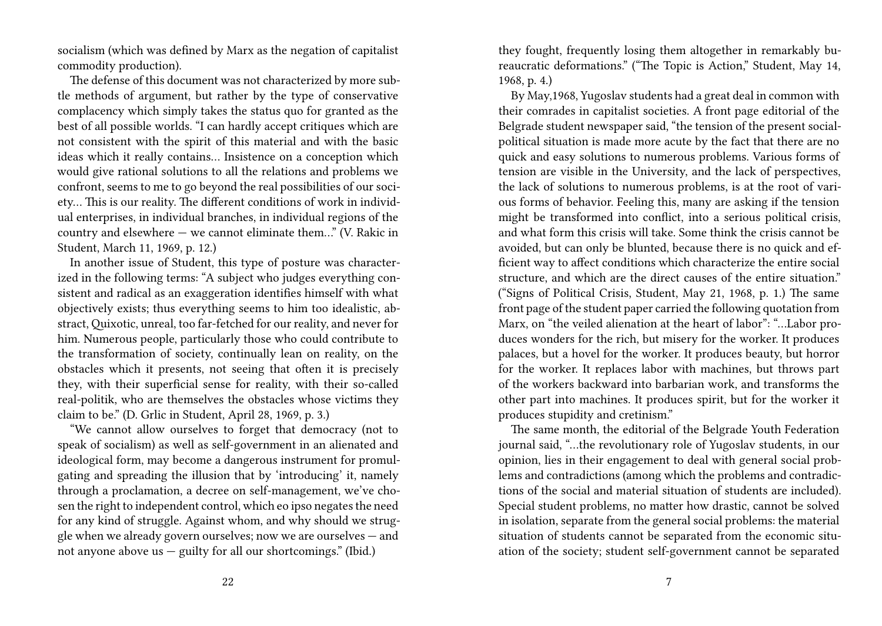socialism (which was defined by Marx as the negation of capitalist commodity production).

The defense of this document was not characterized by more subtle methods of argument, but rather by the type of conservative complacency which simply takes the status quo for granted as the best of all possible worlds. "I can hardly accept critiques which are not consistent with the spirit of this material and with the basic ideas which it really contains… Insistence on a conception which would give rational solutions to all the relations and problems we confront, seems to me to go beyond the real possibilities of our society… This is our reality. The different conditions of work in individual enterprises, in individual branches, in individual regions of the country and elsewhere — we cannot eliminate them…" (V. Rakic in Student, March 11, 1969, p. 12.)

In another issue of Student, this type of posture was characterized in the following terms: "A subject who judges everything consistent and radical as an exaggeration identifies himself with what objectively exists; thus everything seems to him too idealistic, abstract, Quixotic, unreal, too far-fetched for our reality, and never for him. Numerous people, particularly those who could contribute to the transformation of society, continually lean on reality, on the obstacles which it presents, not seeing that often it is precisely they, with their superficial sense for reality, with their so-called real-politik, who are themselves the obstacles whose victims they claim to be." (D. Grlic in Student, April 28, 1969, p. 3.)

"We cannot allow ourselves to forget that democracy (not to speak of socialism) as well as self-government in an alienated and ideological form, may become a dangerous instrument for promulgating and spreading the illusion that by 'introducing' it, namely through a proclamation, a decree on self-management, we've chosen the right to independent control, which eo ipso negates the need for any kind of struggle. Against whom, and why should we struggle when we already govern ourselves; now we are ourselves — and not anyone above us — guilty for all our shortcomings." (Ibid.)

they fought, frequently losing them altogether in remarkably bureaucratic deformations." ("The Topic is Action," Student, May 14, 1968, p. 4.)

By May,1968, Yugoslav students had a great deal in common with their comrades in capitalist societies. A front page editorial of the Belgrade student newspaper said, "the tension of the present social-political situation is made more acute by the fact that there are no quick and easy solutions to numerous problems. Various forms of tension are visible in the University, and the lack of perspectives, the lack of solutions to numerous problems, is at the root of various forms of behavior. Feeling this, many are asking if the tension might be transformed into conflict, into a serious political crisis, and what form this crisis will take. Some think the crisis cannot be avoided, but can only be blunted, because there is no quick and efficient way to affect conditions which characterize the entire social structure, and which are the direct causes of the entire situation." ("Signs of Political Crisis, Student, May 21, 1968, p. 1.) The same front page of the student paper carried the following quotation from Marx, on "the veiled alienation at the heart of labor": "…Labor produces wonders for the rich, but misery for the worker. It produces palaces, but a hovel for the worker. It produces beauty, but horror for the worker. It replaces labor with machines, but throws part of the workers backward into barbarian work, and transforms the other part into machines. It produces spirit, but for the worker it produces stupidity and cretinism."

The same month, the editorial of the Belgrade Youth Federation journal said, "…the revolutionary role of Yugoslav students, in our opinion, lies in their engagement to deal with general social problems and contradictions (among which the problems and contradictions of the social and material situation of students are included). Special student problems, no matter how drastic, cannot be solved in isolation, separate from the general social problems: the material situation of students cannot be separated from the economic situation of the society; student self-government cannot be separated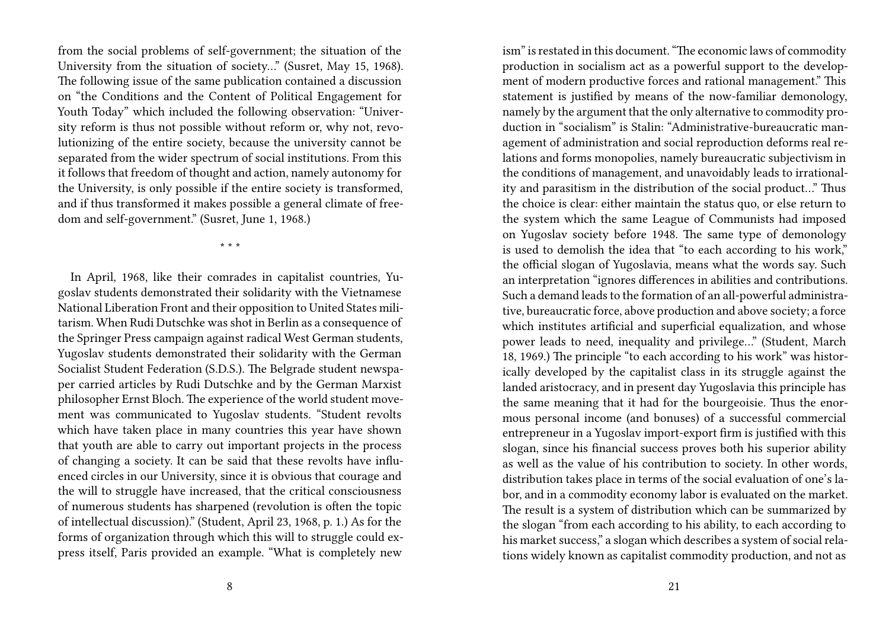from the social problems of self-government; the situation of the University from the situation of society…" (Susret, May 15, 1968). The following issue of the same publication contained a discussion on "the Conditions and the Content of Political Engagement for Youth Today" which included the following observation: "University reform is thus not possible without reform or, why not, revolutionizing of the entire society, because the university cannot be separated from the wider spectrum of social institutions. From this it follows that freedom of thought and action, namely autonomy for the University, is only possible if the entire society is transformed, and if thus transformed it makes possible a general climate of freedom and self-government." (Susret, June 1, 1968.)

\* \* \*

In April, 1968, like their comrades in capitalist countries, Yugoslav students demonstrated their solidarity with the Vietnamese National Liberation Front and their opposition to United States militarism. When Rudi Dutschke was shot in Berlin as a consequence of the Springer Press campaign against radical West German students, Yugoslav students demonstrated their solidarity with the German Socialist Student Federation (S.D.S.). The Belgrade student newspaper carried articles by Rudi Dutschke and by the German Marxist philosopher Ernst Bloch. The experience of the world student movement was communicated to Yugoslav students. "Student revolts which have taken place in many countries this year have shown that youth are able to carry out important projects in the process of changing a society. It can be said that these revolts have influenced circles in our University, since it is obvious that courage and the will to struggle have increased, that the critical consciousness of numerous students has sharpened (revolution is often the topic of intellectual discussion)." (Student, April 23, 1968, p. 1.) As for the forms of organization through which this will to struggle could express itself, Paris provided an example. "What is completely new

ism" is restated in this document. "The economic laws of commodity production in socialism act as a powerful support to the development of modern productive forces and rational management." This statement is justified by means of the now-familiar demonology, namely by the argument that the only alternative to commodity production in "socialism" is Stalin: "Administrative-bureaucratic management of administration and social reproduction deforms real relations and forms monopolies, namely bureaucratic subjectivism in the conditions of management, and unavoidably leads to irrationality and parasitism in the distribution of the social product…" Thus the choice is clear: either maintain the status quo, or else return to the system which the same League of Communists had imposed on Yugoslav society before 1948. The same type of demonology is used to demolish the idea that "to each according to his work," the official slogan of Yugoslavia, means what the words say. Such an interpretation "ignores differences in abilities and contributions. Such a demand leads to the formation of an all-powerful administrative, bureaucratic force, above production and above society; a force which institutes artificial and superficial equalization, and whose power leads to need, inequality and privilege…" (Student, March 18, 1969.) The principle "to each according to his work" was historically developed by the capitalist class in its struggle against the landed aristocracy, and in present day Yugoslavia this principle has the same meaning that it had for the bourgeoisie. Thus the enormous personal income (and bonuses) of a successful commercial entrepreneur in a Yugoslav import-export firm is justified with this slogan, since his financial success proves both his superior ability as well as the value of his contribution to society. In other words, distribution takes place in terms of the social evaluation of one's labor, and in a commodity economy labor is evaluated on the market. The result is a system of distribution which can be summarized by the slogan "from each according to his ability, to each according to his market success," a slogan which describes a system of social relations widely known as capitalist commodity production, and not as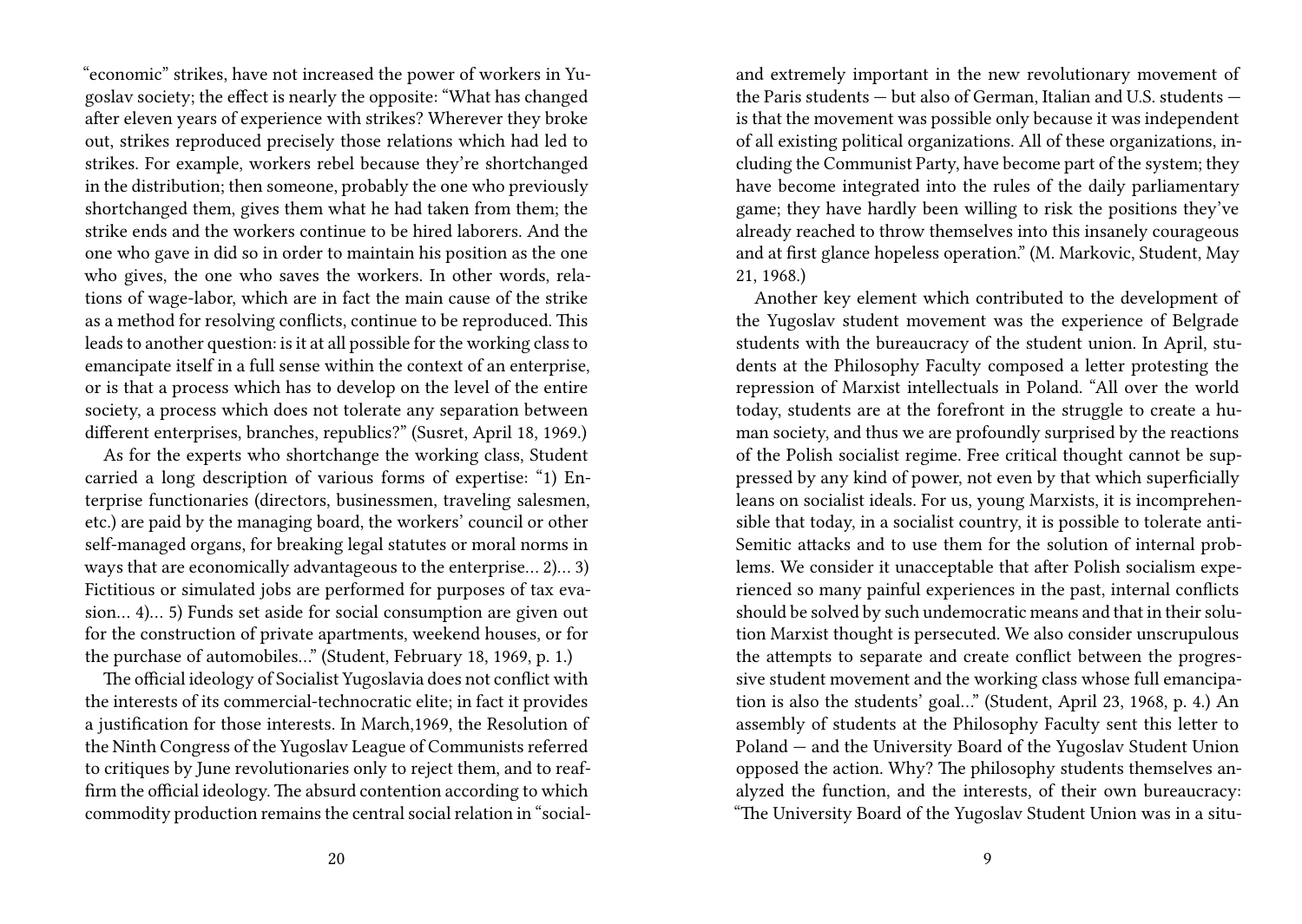"economic" strikes, have not increased the power of workers in Yugoslav society; the effect is nearly the opposite: "What has changed after eleven years of experience with strikes? Wherever they broke out, strikes reproduced precisely those relations which had led to strikes. For example, workers rebel because they're shortchanged in the distribution; then someone, probably the one who previously shortchanged them, gives them what he had taken from them; the strike ends and the workers continue to be hired laborers. And the one who gave in did so in order to maintain his position as the one who gives, the one who saves the workers. In other words, relations of wage-labor, which are in fact the main cause of the strike as a method for resolving conflicts, continue to be reproduced. This leads to another question: is it at all possible for the working class to emancipate itself in a full sense within the context of an enterprise, or is that a process which has to develop on the level of the entire society, a process which does not tolerate any separation between different enterprises, branches, republics?" (Susret, April 18, 1969.)

As for the experts who shortchange the working class, Student carried a long description of various forms of expertise: "1) Enterprise functionaries (directors, businessmen, traveling salesmen, etc.) are paid by the managing board, the workers' council or other self-managed organs, for breaking legal statutes or moral norms in ways that are economically advantageous to the enterprise… 2)… 3) Fictitious or simulated jobs are performed for purposes of tax evasion… 4)… 5) Funds set aside for social consumption are given out for the construction of private apartments, weekend houses, or for the purchase of automobiles…" (Student, February 18, 1969, p. 1.)

The official ideology of Socialist Yugoslavia does not conflict with the interests of its commercial-technocratic elite; in fact it provides a justification for those interests. In March,1969, the Resolution of the Ninth Congress of the Yugoslav League of Communists referred to critiques by June revolutionaries only to reject them, and to reaffirm the official ideology. The absurd contention according to which commodity production remains the central social relation in "social-

and extremely important in the new revolutionary movement of the Paris students — but also of German, Italian and U.S. students — is that the movement was possible only because it was independent of all existing political organizations. All of these organizations, including the Communist Party, have become part of the system; they have become integrated into the rules of the daily parliamentary game; they have hardly been willing to risk the positions they've already reached to throw themselves into this insanely courageous and at first glance hopeless operation." (M. Markovic, Student, May 21, 1968.)

Another key element which contributed to the development of the Yugoslav student movement was the experience of Belgrade students with the bureaucracy of the student union. In April, students at the Philosophy Faculty composed a letter protesting the repression of Marxist intellectuals in Poland. "All over the world today, students are at the forefront in the struggle to create a human society, and thus we are profoundly surprised by the reactions of the Polish socialist regime. Free critical thought cannot be suppressed by any kind of power, not even by that which superficially leans on socialist ideals. For us, young Marxists, it is incomprehensible that today, in a socialist country, it is possible to tolerate anti-Semitic attacks and to use them for the solution of internal problems. We consider it unacceptable that after Polish socialism experienced so many painful experiences in the past, internal conflicts should be solved by such undemocratic means and that in their solution Marxist thought is persecuted. We also consider unscrupulous the attempts to separate and create conflict between the progressive student movement and the working class whose full emancipation is also the students' goal…" (Student, April 23, 1968, p. 4.) An assembly of students at the Philosophy Faculty sent this letter to Poland — and the University Board of the Yugoslav Student Union opposed the action. Why? The philosophy students themselves analyzed the function, and the interests, of their own bureaucracy: "The University Board of the Yugoslav Student Union was in a situ-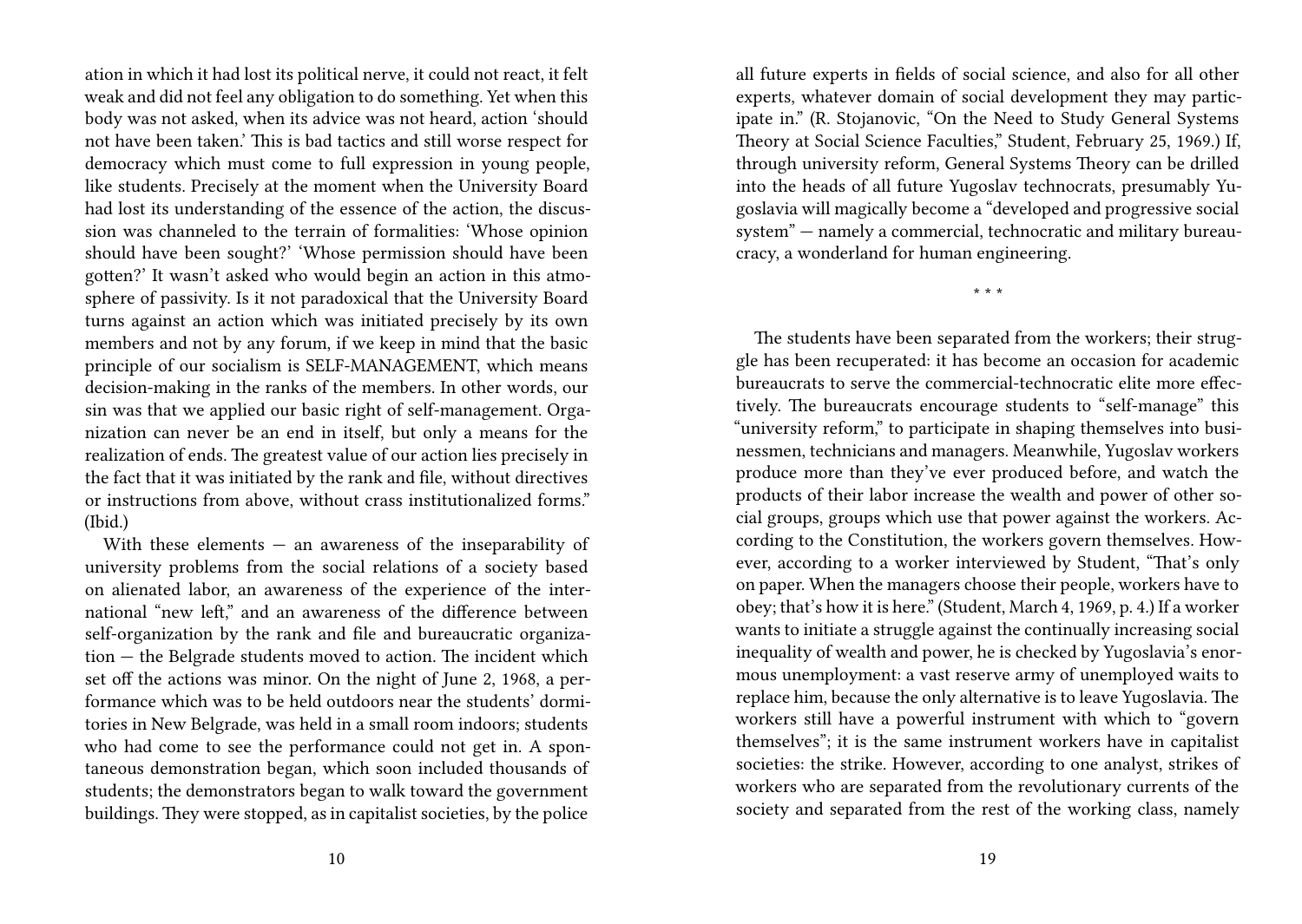ation in which it had lost its political nerve, it could not react, it felt weak and did not feel any obligation to do something. Yet when this body was not asked, when its advice was not heard, action 'should not have been taken.' This is bad tactics and still worse respect for democracy which must come to full expression in young people, like students. Precisely at the moment when the University Board had lost its understanding of the essence of the action, the discussion was channeled to the terrain of formalities: 'Whose opinion should have been sought?' 'Whose permission should have been gotten?' It wasn't asked who would begin an action in this atmosphere of passivity. Is it not paradoxical that the University Board turns against an action which was initiated precisely by its own members and not by any forum, if we keep in mind that the basic principle of our socialism is SELF-MANAGEMENT, which means decision-making in the ranks of the members. In other words, our sin was that we applied our basic right of self-management. Organization can never be an end in itself, but only a means for the realization of ends. The greatest value of our action lies precisely in the fact that it was initiated by the rank and file, without directives or instructions from above, without crass institutionalized forms." (Ibid.)

With these elements — an awareness of the inseparability of university problems from the social relations of a society based on alienated labor, an awareness of the experience of the international "new left," and an awareness of the difference between self-organization by the rank and file and bureaucratic organization — the Belgrade students moved to action. The incident which set off the actions was minor. On the night of June 2, 1968, a performance which was to be held outdoors near the students' dormitories in New Belgrade, was held in a small room indoors; students who had come to see the performance could not get in. A spontaneous demonstration began, which soon included thousands of students; the demonstrators began to walk toward the government buildings. They were stopped, as in capitalist societies, by the police

all future experts in fields of social science, and also for all other experts, whatever domain of social development they may participate in." (R. Stojanovic, "On the Need to Study General Systems Theory at Social Science Faculties," Student, February 25, 1969.) If, through university reform, General Systems Theory can be drilled into the heads of all future Yugoslav technocrats, presumably Yugoslavia will magically become a "developed and progressive social system" — namely a commercial, technocratic and military bureaucracy, a wonderland for human engineering.

\* \* \*

The students have been separated from the workers; their struggle has been recuperated: it has become an occasion for academic bureaucrats to serve the commercial-technocratic elite more effectively. The bureaucrats encourage students to "self-manage" this "university reform," to participate in shaping themselves into businessmen, technicians and managers. Meanwhile, Yugoslav workers produce more than they've ever produced before, and watch the products of their labor increase the wealth and power of other social groups, groups which use that power against the workers. According to the Constitution, the workers govern themselves. However, according to a worker interviewed by Student, "That's only on paper. When the managers choose their people, workers have to obey; that's how it is here." (Student, March 4, 1969, p. 4.) If a worker wants to initiate a struggle against the continually increasing social inequality of wealth and power, he is checked by Yugoslavia's enormous unemployment: a vast reserve army of unemployed waits to replace him, because the only alternative is to leave Yugoslavia. The workers still have a powerful instrument with which to "govern themselves"; it is the same instrument workers have in capitalist societies: the strike. However, according to one analyst, strikes of workers who are separated from the revolutionary currents of the society and separated from the rest of the working class, namely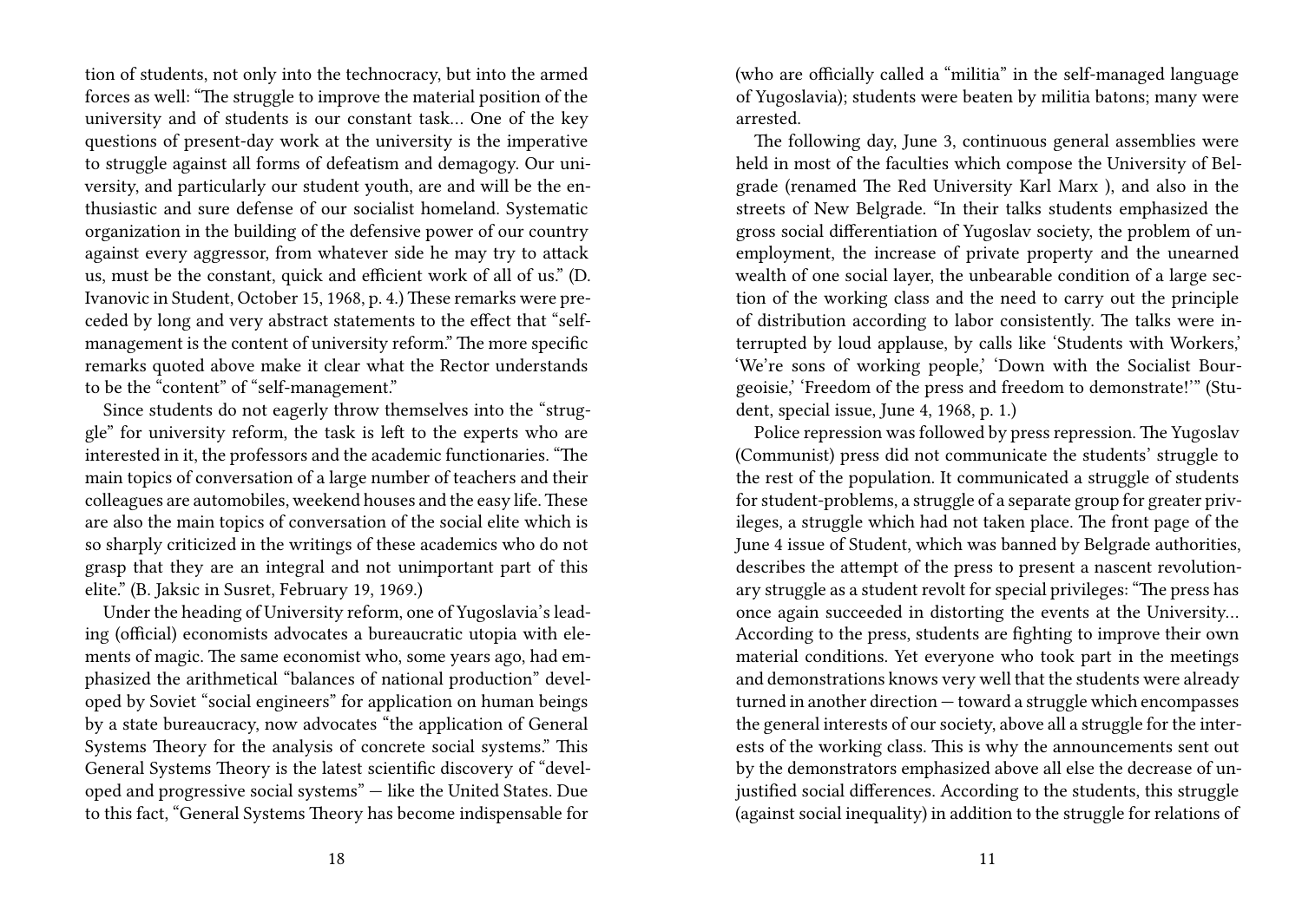tion of students, not only into the technocracy, but into the armed forces as well: "The struggle to improve the material position of the university and of students is our constant task… One of the key questions of present-day work at the university is the imperative to struggle against all forms of defeatism and demagogy. Our university, and particularly our student youth, are and will be the enthusiastic and sure defense of our socialist homeland. Systematic organization in the building of the defensive power of our country against every aggressor, from whatever side he may try to attack us, must be the constant, quick and efficient work of all of us." (D. Ivanovic in Student, October 15, 1968, p. 4.) These remarks were preceded by long and very abstract statements to the effect that "self-management is the content of university reform." The more specific remarks quoted above make it clear what the Rector understands to be the "content" of "self-management."

Since students do not eagerly throw themselves into the "struggle" for university reform, the task is left to the experts who are interested in it, the professors and the academic functionaries. "The main topics of conversation of a large number of teachers and their colleagues are automobiles, weekend houses and the easy life. These are also the main topics of conversation of the social elite which is so sharply criticized in the writings of these academics who do not grasp that they are an integral and not unimportant part of this elite." (B. Jaksic in Susret, February 19, 1969.)

Under the heading of University reform, one of Yugoslavia's leading (official) economists advocates a bureaucratic utopia with elements of magic. The same economist who, some years ago, had emphasized the arithmetical "balances of national production" developed by Soviet "social engineers" for application on human beings by a state bureaucracy, now advocates "the application of General Systems Theory for the analysis of concrete social systems." This General Systems Theory is the latest scientific discovery of "developed and progressive social systems" — like the United States. Due to this fact, "General Systems Theory has become indispensable for

(who are officially called a "militia" in the self-managed language of Yugoslavia); students were beaten by militia batons; many were arrested.

The following day, June 3, continuous general assemblies were held in most of the faculties which compose the University of Belgrade (renamed The Red University Karl Marx ), and also in the streets of New Belgrade. "In their talks students emphasized the gross social differentiation of Yugoslav society, the problem of unemployment, the increase of private property and the unearned wealth of one social layer, the unbearable condition of a large section of the working class and the need to carry out the principle of distribution according to labor consistently. The talks were interrupted by loud applause, by calls like 'Students with Workers,' 'We're sons of working people,' 'Down with the Socialist Bourgeoisie,' 'Freedom of the press and freedom to demonstrate!'" (Student, special issue, June 4, 1968, p. 1.)

Police repression was followed by press repression. The Yugoslav (Communist) press did not communicate the students' struggle to the rest of the population. It communicated a struggle of students for student-problems, a struggle of a separate group for greater privileges, a struggle which had not taken place. The front page of the June 4 issue of Student, which was banned by Belgrade authorities, describes the attempt of the press to present a nascent revolutionary struggle as a student revolt for special privileges: "The press has once again succeeded in distorting the events at the University… According to the press, students are fighting to improve their own material conditions. Yet everyone who took part in the meetings and demonstrations knows very well that the students were already turned in another direction — toward a struggle which encompasses the general interests of our society, above all a struggle for the interests of the working class. This is why the announcements sent out by the demonstrators emphasized above all else the decrease of unjustified social differences. According to the students, this struggle (against social inequality) in addition to the struggle for relations of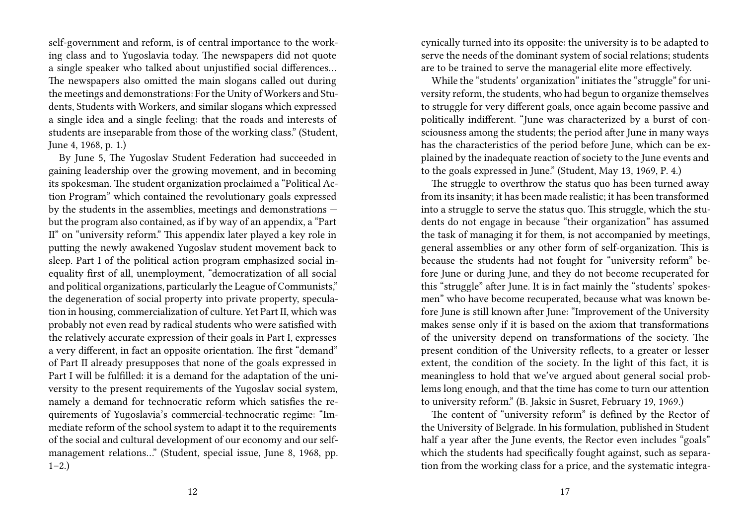self-government and reform, is of central importance to the working class and to Yugoslavia today. The newspapers did not quote a single speaker who talked about unjustified social differences… The newspapers also omitted the main slogans called out during the meetings and demonstrations: For the Unity of Workers and Students, Students with Workers, and similar slogans which expressed a single idea and a single feeling: that the roads and interests of students are inseparable from those of the working class." (Student, June 4, 1968, p. 1.)

By June 5, The Yugoslav Student Federation had succeeded in gaining leadership over the growing movement, and in becoming its spokesman. The student organization proclaimed a "Political Action Program" which contained the revolutionary goals expressed by the students in the assemblies, meetings and demonstrations — but the program also contained, as if by way of an appendix, a "Part II" on "university reform." This appendix later played a key role in putting the newly awakened Yugoslav student movement back to sleep. Part I of the political action program emphasized social inequality first of all, unemployment, "democratization of all social and political organizations, particularly the League of Communists," the degeneration of social property into private property, speculation in housing, commercialization of culture. Yet Part II, which was probably not even read by radical students who were satisfied with the relatively accurate expression of their goals in Part I, expresses a very different, in fact an opposite orientation. The first "demand" of Part II already presupposes that none of the goals expressed in Part I will be fulfilled: it is a demand for the adaptation of the university to the present requirements of the Yugoslav social system, namely a demand for technocratic reform which satisfies the requirements of Yugoslavia's commercial-technocratic regime: "Immediate reform of the school system to adapt it to the requirements of the social and cultural development of our economy and our self-management relations…" (Student, special issue, June 8, 1968, pp. 1–2.)

cynically turned into its opposite: the university is to be adapted to serve the needs of the dominant system of social relations; students are to be trained to serve the managerial elite more effectively.

While the "students' organization" initiates the "struggle" for university reform, the students, who had begun to organize themselves to struggle for very different goals, once again become passive and politically indifferent. "June was characterized by a burst of consciousness among the students; the period after June in many ways has the characteristics of the period before June, which can be explained by the inadequate reaction of society to the June events and to the goals expressed in June." (Student, May 13, 1969, P. 4.)

The struggle to overthrow the status quo has been turned away from its insanity; it has been made realistic; it has been transformed into a struggle to serve the status quo. This struggle, which the students do not engage in because "their organization" has assumed the task of managing it for them, is not accompanied by meetings, general assemblies or any other form of self-organization. This is because the students had not fought for "university reform" before June or during June, and they do not become recuperated for this "struggle" after June. It is in fact mainly the "students' spokesmen" who have become recuperated, because what was known before June is still known after June: "Improvement of the University makes sense only if it is based on the axiom that transformations of the university depend on transformations of the society. The present condition of the University reflects, to a greater or lesser extent, the condition of the society. In the light of this fact, it is meaningless to hold that we've argued about general social problems long enough, and that the time has come to turn our attention to university reform." (B. Jaksic in Susret, February 19, 1969.)

The content of "university reform" is defined by the Rector of the University of Belgrade. In his formulation, published in Student half a year after the June events, the Rector even includes "goals" which the students had specifically fought against, such as separation from the working class for a price, and the systematic integra-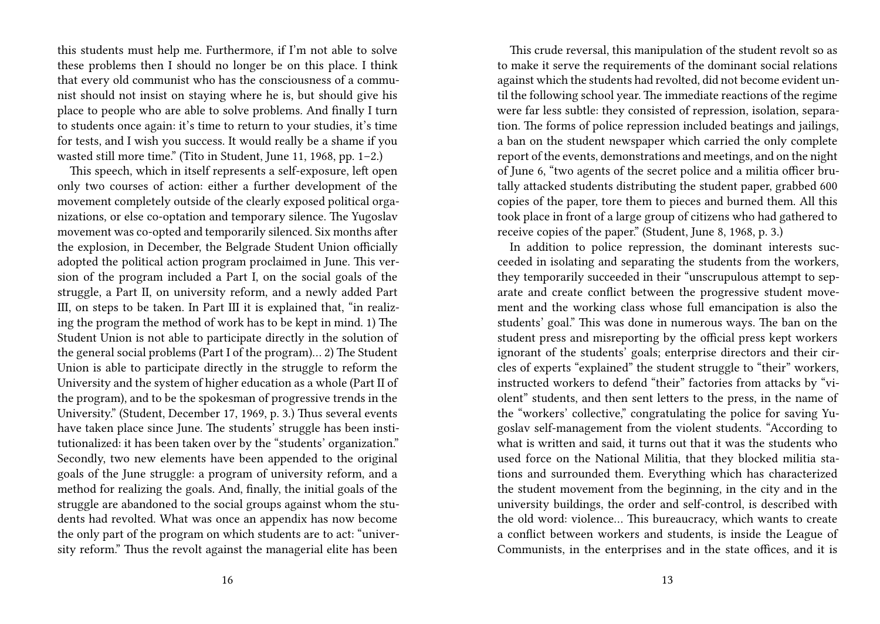this students must help me. Furthermore, if I'm not able to solve these problems then I should no longer be on this place. I think that every old communist who has the consciousness of a communist should not insist on staying where he is, but should give his place to people who are able to solve problems. And finally I turn to students once again: it's time to return to your studies, it's time for tests, and I wish you success. It would really be a shame if you wasted still more time." (Tito in Student, June 11, 1968, pp. 1–2.)

This speech, which in itself represents a self-exposure, left open only two courses of action: either a further development of the movement completely outside of the clearly exposed political organizations, or else co-optation and temporary silence. The Yugoslav movement was co-opted and temporarily silenced. Six months after the explosion, in December, the Belgrade Student Union officially adopted the political action program proclaimed in June. This version of the program included a Part I, on the social goals of the struggle, a Part II, on university reform, and a newly added Part III, on steps to be taken. In Part III it is explained that, "in realizing the program the method of work has to be kept in mind. 1) The Student Union is not able to participate directly in the solution of the general social problems (Part I of the program)… 2) The Student Union is able to participate directly in the struggle to reform the University and the system of higher education as a whole (Part II of the program), and to be the spokesman of progressive trends in the University." (Student, December 17, 1969, p. 3.) Thus several events have taken place since June. The students' struggle has been institutionalized: it has been taken over by the "students' organization." Secondly, two new elements have been appended to the original goals of the June struggle: a program of university reform, and a method for realizing the goals. And, finally, the initial goals of the struggle are abandoned to the social groups against whom the students had revolted. What was once an appendix has now become the only part of the program on which students are to act: "university reform." Thus the revolt against the managerial elite has been

This crude reversal, this manipulation of the student revolt so as to make it serve the requirements of the dominant social relations against which the students had revolted, did not become evident until the following school year. The immediate reactions of the regime were far less subtle: they consisted of repression, isolation, separation. The forms of police repression included beatings and jailings, a ban on the student newspaper which carried the only complete report of the events, demonstrations and meetings, and on the night of June 6, "two agents of the secret police and a militia officer brutally attacked students distributing the student paper, grabbed 600 copies of the paper, tore them to pieces and burned them. All this took place in front of a large group of citizens who had gathered to receive copies of the paper." (Student, June 8, 1968, p. 3.)

In addition to police repression, the dominant interests succeeded in isolating and separating the students from the workers, they temporarily succeeded in their "unscrupulous attempt to separate and create conflict between the progressive student movement and the working class whose full emancipation is also the students' goal." This was done in numerous ways. The ban on the student press and misreporting by the official press kept workers ignorant of the students' goals; enterprise directors and their circles of experts "explained" the student struggle to "their" workers, instructed workers to defend "their" factories from attacks by "violent" students, and then sent letters to the press, in the name of the "workers' collective," congratulating the police for saving Yugoslav self-management from the violent students. "According to what is written and said, it turns out that it was the students who used force on the National Militia, that they blocked militia stations and surrounded them. Everything which has characterized the student movement from the beginning, in the city and in the university buildings, the order and self-control, is described with the old word: violence… This bureaucracy, which wants to create a conflict between workers and students, is inside the League of Communists, in the enterprises and in the state offices, and it is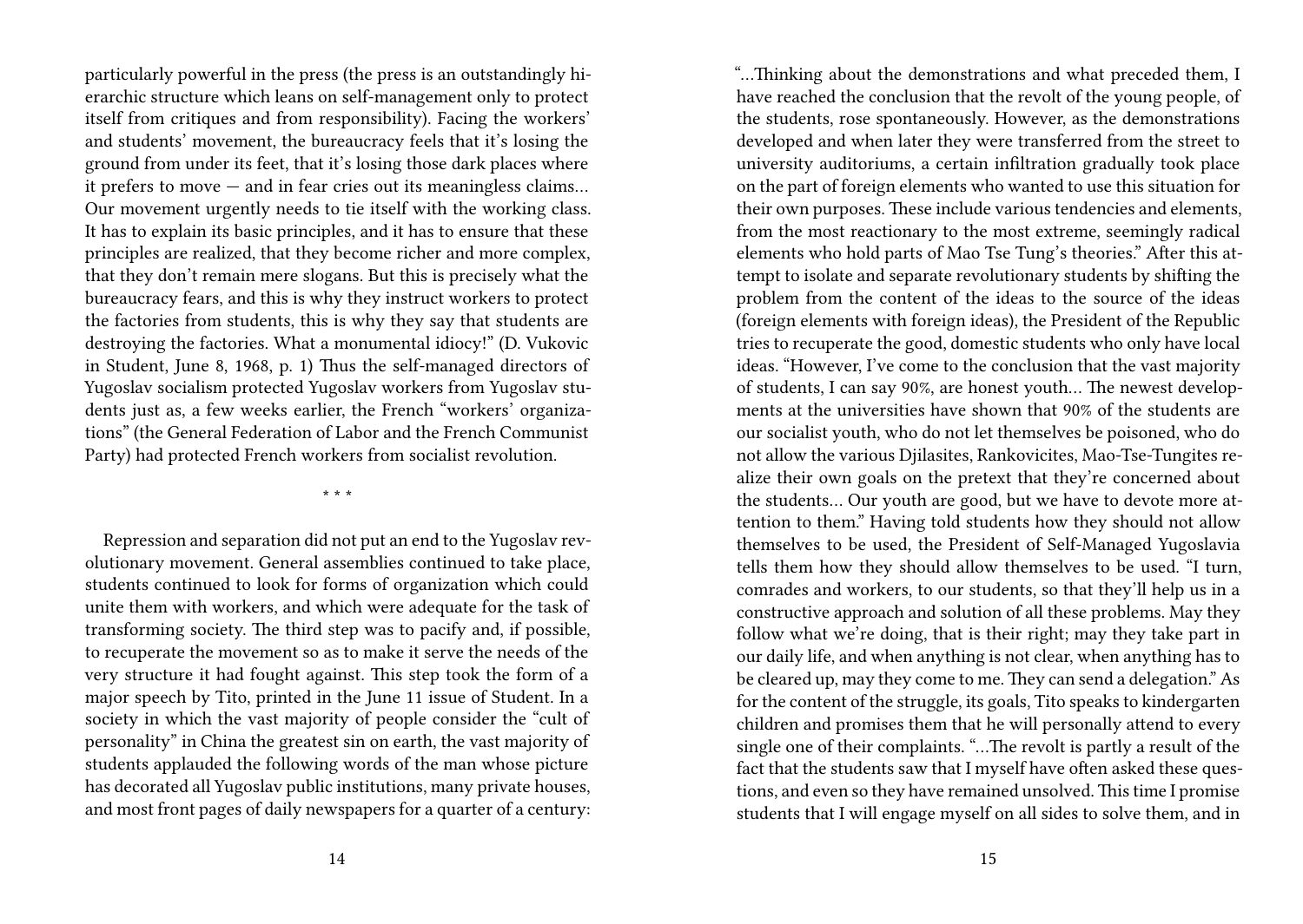particularly powerful in the press (the press is an outstandingly hierarchic structure which leans on self-management only to protect itself from critiques and from responsibility). Facing the workers' and students' movement, the bureaucracy feels that it's losing the ground from under its feet, that it's losing those dark places where it prefers to move — and in fear cries out its meaningless claims… Our movement urgently needs to tie itself with the working class. It has to explain its basic principles, and it has to ensure that these principles are realized, that they become richer and more complex, that they don't remain mere slogans. But this is precisely what the bureaucracy fears, and this is why they instruct workers to protect the factories from students, this is why they say that students are destroying the factories. What a monumental idiocy!" (D. Vukovic in Student, June 8, 1968, p. 1) Thus the self-managed directors of Yugoslav socialism protected Yugoslav workers from Yugoslav students just as, a few weeks earlier, the French "workers' organizations" (the General Federation of Labor and the French Communist Party) had protected French workers from socialist revolution.

* * *

Repression and separation did not put an end to the Yugoslav revolutionary movement. General assemblies continued to take place, students continued to look for forms of organization which could unite them with workers, and which were adequate for the task of transforming society. The third step was to pacify and, if possible, to recuperate the movement so as to make it serve the needs of the very structure it had fought against. This step took the form of a major speech by Tito, printed in the June 11 issue of Student. In a society in which the vast majority of people consider the "cult of personality" in China the greatest sin on earth, the vast majority of students applauded the following words of the man whose picture has decorated all Yugoslav public institutions, many private houses, and most front pages of daily newspapers for a quarter of a century: "…Thinking about the demonstrations and what preceded them, I have reached the conclusion that the revolt of the young people, of the students, rose spontaneously. However, as the demonstrations developed and when later they were transferred from the street to university auditoriums, a certain infiltration gradually took place on the part of foreign elements who wanted to use this situation for their own purposes. These include various tendencies and elements, from the most reactionary to the most extreme, seemingly radical elements who hold parts of Mao Tse Tung's theories." After this attempt to isolate and separate revolutionary students by shifting the problem from the content of the ideas to the source of the ideas (foreign elements with foreign ideas), the President of the Republic tries to recuperate the good, domestic students who only have local ideas. "However, I've come to the conclusion that the vast majority of students, I can say 90%, are honest youth… The newest developments at the universities have shown that 90% of the students are our socialist youth, who do not let themselves be poisoned, who do not allow the various Djilasites, Rankovicites, Mao-Tse-Tungites realize their own goals on the pretext that they're concerned about the students… Our youth are good, but we have to devote more attention to them." Having told students how they should not allow themselves to be used, the President of Self-Managed Yugoslavia tells them how they should allow themselves to be used. "I turn, comrades and workers, to our students, so that they'll help us in a constructive approach and solution of all these problems. May they follow what we're doing, that is their right; may they take part in our daily life, and when anything is not clear, when anything has to be cleared up, may they come to me. They can send a delegation." As for the content of the struggle, its goals, Tito speaks to kindergarten children and promises them that he will personally attend to every single one of their complaints. "…The revolt is partly a result of the fact that the students saw that I myself have often asked these questions, and even so they have remained unsolved. This time I promise students that I will engage myself on all sides to solve them, and in